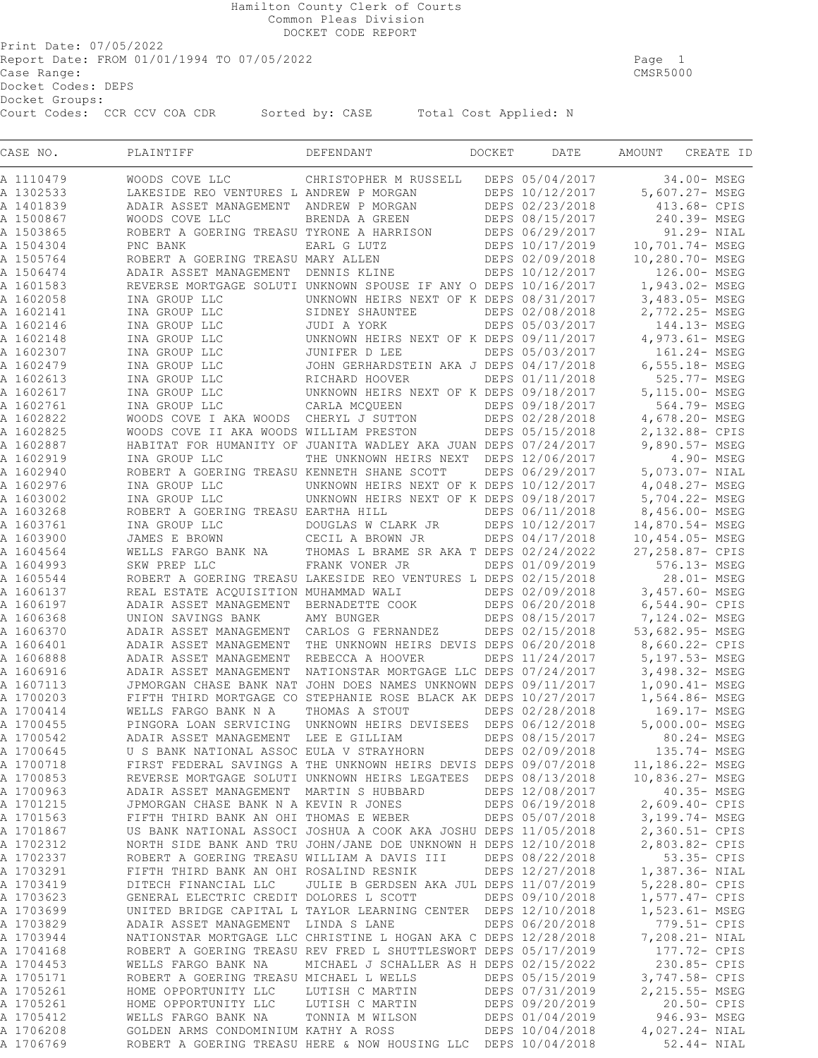Hamilton County Clerk of Courts
Common Pleas Division
DOCKET CODE REPORT

Print Date: 07/05/2022
Report Date: FROM 01/01/1994 TO 07/05/2022
Case Range:
Docket Codes: DEPS
Docket Groups:
Court Codes: CCR CCV COA CDR    Sorted by: CASE    Total Cost Applied: N

CMSR5000

| CASE NO. | PLAINTIFF | DEFENDANT | DOCKET | DATE | AMOUNT | CREATE ID |
|---|---|---|---|---|---|---|
| A 1110479 | WOODS COVE LLC | CHRISTOPHER M RUSSELL | DEPS | 05/04/2017 | 34.00- | MSEG |
| A 1302533 | LAKESIDE REO VENTURES L | ANDREW P MORGAN | DEPS | 10/12/2017 | 5,607.27- | MSEG |
| A 1401839 | ADAIR ASSET MANAGEMENT | ANDREW P MORGAN | DEPS | 02/23/2018 | 413.68- | CPIS |
| A 1500867 | WOODS COVE LLC | BRENDA A GREEN | DEPS | 08/15/2017 | 240.39- | MSEG |
| A 1503865 | ROBERT A GOERING TREASU | TYRONE A HARRISON | DEPS | 06/29/2017 | 91.29- | NIAL |
| A 1504304 | PNC BANK | EARL G LUTZ | DEPS | 10/17/2019 | 10,701.74- | MSEG |
| A 1505764 | ROBERT A GOERING TREASU | MARY ALLEN | DEPS | 02/09/2018 | 10,280.70- | MSEG |
| A 1506474 | ADAIR ASSET MANAGEMENT | DENNIS KLINE | DEPS | 10/12/2017 | 126.00- | MSEG |
| A 1601583 | REVERSE MORTGAGE SOLUTI | UNKNOWN SPOUSE IF ANY O | DEPS | 10/16/2017 | 1,943.02- | MSEG |
| A 1602058 | INA GROUP LLC | UNKNOWN HEIRS NEXT OF K | DEPS | 08/31/2017 | 3,483.05- | MSEG |
| A 1602141 | INA GROUP LLC | SIDNEY SHAUNTEE | DEPS | 02/08/2018 | 2,772.25- | MSEG |
| A 1602146 | INA GROUP LLC | JUDI A YORK | DEPS | 05/03/2017 | 144.13- | MSEG |
| A 1602148 | INA GROUP LLC | UNKNOWN HEIRS NEXT OF K | DEPS | 09/11/2017 | 4,973.61- | MSEG |
| A 1602307 | INA GROUP LLC | JUNIFER D LEE | DEPS | 05/03/2017 | 161.24- | MSEG |
| A 1602479 | INA GROUP LLC | JOHN GERHARDSTEIN AKA J | DEPS | 04/17/2018 | 6,555.18- | MSEG |
| A 1602613 | INA GROUP LLC | RICHARD HOOVER | DEPS | 01/11/2018 | 525.77- | MSEG |
| A 1602617 | INA GROUP LLC | UNKNOWN HEIRS NEXT OF K | DEPS | 09/18/2017 | 5,115.00- | MSEG |
| A 1602761 | INA GROUP LLC | CARLA MCQUEEN | DEPS | 09/18/2017 | 564.79- | MSEG |
| A 1602822 | WOODS COVE I AKA WOODS | CHERYL J SUTTON | DEPS | 02/28/2018 | 4,678.20- | MSEG |
| A 1602825 | WOODS COVE II AKA WOODS | WILLIAM PRESTON | DEPS | 05/15/2018 | 2,132.88- | CPIS |
| A 1602887 | HABITAT FOR HUMANITY OF | JUANITA WADLEY AKA JUAN | DEPS | 07/24/2017 | 9,890.57- | MSEG |
| A 1602919 | INA GROUP LLC | THE UNKNOWN HEIRS NEXT | DEPS | 12/06/2017 | 4.90- | MSEG |
| A 1602940 | ROBERT A GOERING TREASU | KENNETH SHANE SCOTT | DEPS | 06/29/2017 | 5,073.07- | NIAL |
| A 1602976 | INA GROUP LLC | UNKNOWN HEIRS NEXT OF K | DEPS | 10/12/2017 | 4,048.27- | MSEG |
| A 1603002 | INA GROUP LLC | UNKNOWN HEIRS NEXT OF K | DEPS | 09/18/2017 | 5,704.22- | MSEG |
| A 1603268 | ROBERT A GOERING TREASU | EARTHA HILL | DEPS | 06/11/2018 | 8,456.00- | MSEG |
| A 1603761 | INA GROUP LLC | DOUGLAS W CLARK JR | DEPS | 10/12/2017 | 14,870.54- | MSEG |
| A 1603900 | JAMES E BROWN | CECIL A BROWN JR | DEPS | 04/17/2018 | 10,454.05- | MSEG |
| A 1604564 | WELLS FARGO BANK NA | THOMAS L BRAME SR AKA T | DEPS | 02/24/2022 | 27,258.87- | CPIS |
| A 1604993 | SKW PREP LLC | FRANK VONER JR | DEPS | 01/09/2019 | 576.13- | MSEG |
| A 1605544 | ROBERT A GOERING TREASU | LAKESIDE REO VENTURES L | DEPS | 02/15/2018 | 28.01- | MSEG |
| A 1606137 | REAL ESTATE ACQUISITION | MUHAMMAD WALI | DEPS | 02/09/2018 | 3,457.60- | MSEG |
| A 1606197 | ADAIR ASSET MANAGEMENT | BERNADETTE COOK | DEPS | 06/20/2018 | 6,544.90- | CPIS |
| A 1606368 | UNION SAVINGS BANK | AMY BUNGER | DEPS | 08/15/2017 | 7,124.02- | MSEG |
| A 1606370 | ADAIR ASSET MANAGEMENT | CARLOS G FERNANDEZ | DEPS | 02/15/2018 | 53,682.95- | MSEG |
| A 1606401 | ADAIR ASSET MANAGEMENT | THE UNKNOWN HEIRS DEVIS | DEPS | 06/20/2018 | 8,660.22- | CPIS |
| A 1606888 | ADAIR ASSET MANAGEMENT | REBECCA A HOOVER | DEPS | 11/24/2017 | 5,197.53- | MSEG |
| A 1606916 | ADAIR ASSET MANAGEMENT | NATIONSTAR MORTGAGE LLC | DEPS | 07/24/2017 | 3,498.32- | MSEG |
| A 1607113 | JPMORGAN CHASE BANK NAT | JOHN DOES NAMES UNKNOWN | DEPS | 09/11/2017 | 1,090.41- | MSEG |
| A 1700203 | FIFTH THIRD MORTGAGE CO | STEPHANIE ROSE BLACK AK | DEPS | 10/27/2017 | 1,564.86- | MSEG |
| A 1700414 | WELLS FARGO BANK N A | THOMAS A STOUT | DEPS | 02/28/2018 | 169.17- | MSEG |
| A 1700455 | PINGORA LOAN SERVICING | UNKNOWN HEIRS DEVISEES | DEPS | 06/12/2018 | 5,000.00- | MSEG |
| A 1700542 | ADAIR ASSET MANAGEMENT | LEE E GILLIAM | DEPS | 08/15/2017 | 80.24- | MSEG |
| A 1700645 | U S BANK NATIONAL ASSOC | EULA V STRAYHORN | DEPS | 02/09/2018 | 135.74- | MSEG |
| A 1700718 | FIRST FEDERAL SAVINGS A | THE UNKNOWN HEIRS DEVIS | DEPS | 09/07/2018 | 11,186.22- | MSEG |
| A 1700853 | REVERSE MORTGAGE SOLUTI | UNKNOWN HEIRS LEGATEES | DEPS | 08/13/2018 | 10,836.27- | MSEG |
| A 1700963 | ADAIR ASSET MANAGEMENT | MARTIN S HUBBARD | DEPS | 12/08/2017 | 40.35- | MSEG |
| A 1701215 | JPMORGAN CHASE BANK N A | KEVIN R JONES | DEPS | 06/19/2018 | 2,609.40- | CPIS |
| A 1701563 | FIFTH THIRD BANK AN OHI | THOMAS E WEBER | DEPS | 05/07/2018 | 3,199.74- | MSEG |
| A 1701867 | US BANK NATIONAL ASSOCI | JOSHUA A COOK AKA JOSHU | DEPS | 11/05/2018 | 2,360.51- | CPIS |
| A 1702312 | NORTH SIDE BANK AND TRU | JOHN/JANE DOE UNKNOWN H | DEPS | 12/10/2018 | 2,803.82- | CPIS |
| A 1702337 | ROBERT A GOERING TREASU | WILLIAM A DAVIS III | DEPS | 08/22/2018 | 53.35- | CPIS |
| A 1703291 | FIFTH THIRD BANK AN OHI | ROSALIND RESNIK | DEPS | 12/27/2018 | 1,387.36- | NIAL |
| A 1703419 | DITECH FINANCIAL LLC | JULIE B GERDSEN AKA JUL | DEPS | 11/07/2019 | 5,228.80- | CPIS |
| A 1703623 | GENERAL ELECTRIC CREDIT | DOLORES L SCOTT | DEPS | 09/10/2018 | 1,577.47- | CPIS |
| A 1703699 | UNITED BRIDGE CAPITAL L | TAYLOR LEARNING CENTER | DEPS | 12/10/2018 | 1,523.61- | MSEG |
| A 1703829 | ADAIR ASSET MANAGEMENT | LINDA S LANE | DEPS | 06/20/2018 | 779.51- | CPIS |
| A 1703944 | NATIONSTAR MORTGAGE LLC | CHRISTINE L HOGAN AKA C | DEPS | 12/28/2018 | 7,208.21- | NIAL |
| A 1704168 | ROBERT A GOERING TREASU | REV FRED L SHUTTLESWORT | DEPS | 05/17/2019 | 177.72- | CPIS |
| A 1704453 | WELLS FARGO BANK NA | MICHAEL J SCHALLER AS H | DEPS | 02/15/2022 | 230.85- | CPIS |
| A 1705171 | ROBERT A GOERING TREASU | MICHAEL L WELLS | DEPS | 05/15/2019 | 3,747.58- | CPIS |
| A 1705261 | HOME OPPORTUNITY LLC | LUTISH C MARTIN | DEPS | 07/31/2019 | 2,215.55- | MSEG |
| A 1705261 | HOME OPPORTUNITY LLC | LUTISH C MARTIN | DEPS | 09/20/2019 | 20.50- | CPIS |
| A 1705412 | WELLS FARGO BANK NA | TONNIA M WILSON | DEPS | 01/04/2019 | 946.93- | MSEG |
| A 1706208 | GOLDEN ARMS CONDOMINIUM | KATHY A ROSS | DEPS | 10/04/2018 | 4,027.24- | NIAL |
| A 1706769 | ROBERT A GOERING TREASU | HERE & NOW HOUSING LLC | DEPS | 10/04/2018 | 52.44- | NIAL |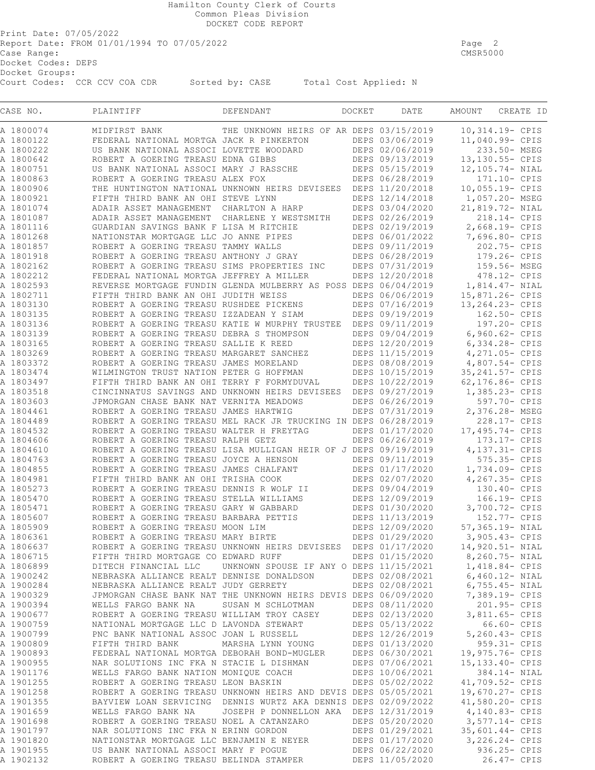Hamilton County Clerk of Courts
Common Pleas Division
DOCKET CODE REPORT

Print Date: 07/05/2022
Report Date: FROM 01/01/1994 TO 07/05/2022
Case Range:
Docket Codes: DEPS
Docket Groups:
Court Codes: CCR CCV COA CDR     Sorted by: CASE     Total Cost Applied: N

CMSR5000

| CASE NO. | PLAINTIFF | DEFENDANT | DOCKET | DATE | AMOUNT | CREATE ID |
|---|---|---|---|---|---|---|
| A 1800074 | MIDFIRST BANK | THE UNKNOWN HEIRS OF AR | DEPS | 03/15/2019 | 10,314.19- | CPIS |
| A 1800122 | FEDERAL NATIONAL MORTGA | JACK R PINKERTON | DEPS | 03/06/2019 | 11,040.99- | CPIS |
| A 1800222 | US BANK NATIONAL ASSOCI | LOVETTE WOODARD | DEPS | 02/06/2019 | 233.50- | MSEG |
| A 1800642 | ROBERT A GOERING TREASU | EDNA GIBBS | DEPS | 09/13/2019 | 13,130.55- | CPIS |
| A 1800751 | US BANK NATIONAL ASSOCI | MARY J RASSCHE | DEPS | 05/15/2019 | 12,105.74- | NIAL |
| A 1800863 | ROBERT A GOERING TREASU | ALEX FOX | DEPS | 06/28/2019 | 171.10- | CPIS |
| A 1800906 | THE HUNTINGTON NATIONAL | UNKNOWN HEIRS DEVISEES | DEPS | 11/20/2018 | 10,055.19- | CPIS |
| A 1800921 | FIFTH THIRD BANK AN OHI | STEVE LYNN | DEPS | 12/14/2018 | 1,057.20- | MSEG |
| A 1801074 | ADAIR ASSET MANAGEMENT | CHARLTON A HARP | DEPS | 03/04/2020 | 21,819.72- | NIAL |
| A 1801087 | ADAIR ASSET MANAGEMENT | CHARLENE Y WESTSMITH | DEPS | 02/26/2019 | 218.14- | CPIS |
| A 1801116 | GUARDIAN SAVINGS BANK F | LISA M RITCHIE | DEPS | 02/19/2019 | 2,668.19- | CPIS |
| A 1801268 | NATIONSTAR MORTGAGE LLC | JO ANNE PIPES | DEPS | 06/01/2022 | 7,696.80- | CPIS |
| A 1801857 | ROBERT A GOERING TREASU | TAMMY WALLS | DEPS | 09/11/2019 | 202.75- | CPIS |
| A 1801918 | ROBERT A GOERING TREASU | ANTHONY J GRAY | DEPS | 06/28/2019 | 179.26- | CPIS |
| A 1802162 | ROBERT A GOERING TREASU | SIMS PROPERTIES INC | DEPS | 07/31/2019 | 159.56- | MSEG |
| A 1802212 | FEDERAL NATIONAL MORTGA | JEFFREY A MILLER | DEPS | 12/20/2018 | 478.12- | CPIS |
| A 1802593 | REVERSE MORTGAGE FUNDIN | GLENDA MULBERRY AS POSS | DEPS | 06/04/2019 | 1,814.47- | NIAL |
| A 1802711 | FIFTH THIRD BANK AN OHI | JUDITH WEISS | DEPS | 06/06/2019 | 15,871.26- | CPIS |
| A 1803130 | ROBERT A GOERING TREASU | RUSHDEE PICKENS | DEPS | 07/16/2019 | 13,264.23- | CPIS |
| A 1803135 | ROBERT A GOERING TREASU | IZZADEAN Y SIAM | DEPS | 09/19/2019 | 162.50- | CPIS |
| A 1803136 | ROBERT A GOERING TREASU | KATIE W MURPHY TRUSTEE | DEPS | 09/11/2019 | 197.20- | CPIS |
| A 1803139 | ROBERT A GOERING TREASU | DEBRA S THOMPSON | DEPS | 09/04/2019 | 6,960.62- | CPIS |
| A 1803165 | ROBERT A GOERING TREASU | SALLIE K REED | DEPS | 12/20/2019 | 6,334.28- | CPIS |
| A 1803269 | ROBERT A GOERING TREASU | MARGARET SANCHEZ | DEPS | 11/15/2019 | 4,271.05- | CPIS |
| A 1803372 | ROBERT A GOERING TREASU | JAMES MORELAND | DEPS | 08/08/2019 | 4,807.54- | CPIS |
| A 1803474 | WILMINGTON TRUST NATION | PETER G HOFFMAN | DEPS | 10/15/2019 | 35,241.57- | CPIS |
| A 1803497 | FIFTH THIRD BANK AN OHI | TERRY F FORMYDUVAL | DEPS | 10/22/2019 | 62,176.86- | CPIS |
| A 1803518 | CINCINNATUS SAVINGS AND | UNKNOWN HEIRS DEVISEES | DEPS | 09/27/2019 | 1,385.23- | CPIS |
| A 1803603 | JPMORGAN CHASE BANK NAT | VERNITA MEADOWS | DEPS | 06/26/2019 | 597.70- | CPIS |
| A 1804461 | ROBERT A GOERING TREASU | JAMES HARTWIG | DEPS | 07/31/2019 | 2,376.28- | MSEG |
| A 1804489 | ROBERT A GOERING TREASU | MEL RACK JR TRUCKING IN | DEPS | 06/28/2019 | 228.17- | CPIS |
| A 1804532 | ROBERT A GOERING TREASU | WALTER H FREYTAG | DEPS | 01/17/2020 | 17,495.74- | CPIS |
| A 1804606 | ROBERT A GOERING TREASU | RALPH GETZ | DEPS | 06/26/2019 | 173.17- | CPIS |
| A 1804610 | ROBERT A GOERING TREASU | LISA MULLIGAN HEIR OF J | DEPS | 09/19/2019 | 4,137.31- | CPIS |
| A 1804763 | ROBERT A GOERING TREASU | JOYCE A HENSON | DEPS | 09/11/2019 | 575.35- | CPIS |
| A 1804855 | ROBERT A GOERING TREASU | JAMES CHALFANT | DEPS | 01/17/2020 | 1,734.09- | CPIS |
| A 1804981 | FIFTH THIRD BANK AN OHI | TRISHA COOK | DEPS | 02/07/2020 | 4,267.35- | CPIS |
| A 1805273 | ROBERT A GOERING TREASU | DENNIS R WOLF II | DEPS | 09/04/2019 | 130.40- | CPIS |
| A 1805470 | ROBERT A GOERING TREASU | STELLA WILLIAMS | DEPS | 12/09/2019 | 166.19- | CPIS |
| A 1805471 | ROBERT A GOERING TREASU | GARY W GABBARD | DEPS | 01/30/2020 | 3,700.72- | CPIS |
| A 1805607 | ROBERT A GOERING TREASU | BARBARA PETTIS | DEPS | 11/13/2019 | 152.77- | CPIS |
| A 1805909 | ROBERT A GOERING TREASU | MOON LIM | DEPS | 12/09/2020 | 57,365.19- | NIAL |
| A 1806361 | ROBERT A GOERING TREASU | MARY BIRTE | DEPS | 01/29/2020 | 3,905.43- | CPIS |
| A 1806637 | ROBERT A GOERING TREASU | UNKNOWN HEIRS DEVISEES | DEPS | 01/17/2020 | 14,920.51- | NIAL |
| A 1806715 | FIFTH THIRD MORTGAGE CO | EDWARD RUFF | DEPS | 01/15/2020 | 8,260.75- | NIAL |
| A 1806899 | DITECH FINANCIAL LLC | UNKNOWN SPOUSE IF ANY O | DEPS | 11/15/2021 | 1,418.84- | CPIS |
| A 1900242 | NEBRASKA ALLIANCE REALT | DENNISE DONALDSON | DEPS | 02/08/2021 | 6,460.12- | NIAL |
| A 1900284 | NEBRASKA ALLIANCE REALT | JUDY GERRETY | DEPS | 02/08/2021 | 6,755.45- | NIAL |
| A 1900329 | JPMORGAN CHASE BANK NAT | THE UNKNOWN HEIRS DEVIS | DEPS | 06/09/2020 | 7,389.19- | CPIS |
| A 1900394 | WELLS FARGO BANK NA | SUSAN M SCHLOTMAN | DEPS | 08/11/2020 | 201.95- | CPIS |
| A 1900677 | ROBERT A GOERING TREASU | WILLIAM TROY CASEY | DEPS | 02/13/2020 | 3,811.65- | CPIS |
| A 1900759 | NATIONAL MORTGAGE LLC D | LAVONDA STEWART | DEPS | 05/13/2022 | 66.60- | CPIS |
| A 1900799 | PNC BANK NATIONAL ASSOC | JOAN L RUSSELL | DEPS | 12/26/2019 | 5,260.43- | CPIS |
| A 1900809 | FIFTH THIRD BANK | MARSHA LYNN YOUNG | DEPS | 01/13/2020 | 959.31- | CPIS |
| A 1900893 | FEDERAL NATIONAL MORTGA | DEBORAH BOND-MUGLER | DEPS | 06/30/2021 | 19,975.76- | CPIS |
| A 1900955 | NAR SOLUTIONS INC FKA N | STACIE L DISHMAN | DEPS | 07/06/2021 | 15,133.40- | CPIS |
| A 1901176 | WELLS FARGO BANK NATION | MONIQUE COACH | DEPS | 10/06/2021 | 384.14- | NIAL |
| A 1901255 | ROBERT A GOERING TREASU | LEON BASKIN | DEPS | 05/02/2022 | 41,709.52- | CPIS |
| A 1901258 | ROBERT A GOERING TREASU | UNKNOWN HEIRS AND DEVIS | DEPS | 05/05/2021 | 19,670.27- | CPIS |
| A 1901355 | BAYVIEW LOAN SERVICING | DENNIS WURTZ AKA DENNIS | DEPS | 02/09/2022 | 41,580.20- | CPIS |
| A 1901659 | WELLS FARGO BANK NA | JOSEPH P DONNELLON AKA | DEPS | 12/31/2019 | 4,140.83- | CPIS |
| A 1901698 | ROBERT A GOERING TREASU | NOEL A CATANZARO | DEPS | 05/20/2020 | 3,577.14- | CPIS |
| A 1901797 | NAR SOLUTIONS INC FKA N | ERINN GORDON | DEPS | 01/29/2021 | 35,601.44- | CPIS |
| A 1901820 | NATIONSTAR MORTGAGE LLC | BENJAMIN E NEYER | DEPS | 01/17/2020 | 3,226.24- | CPIS |
| A 1901955 | US BANK NATIONAL ASSOCI | MARY F POGUE | DEPS | 06/22/2020 | 936.25- | CPIS |
| A 1902132 | ROBERT A GOERING TREASU | BELINDA STAMPER | DEPS | 11/05/2020 | 26.47- | CPIS |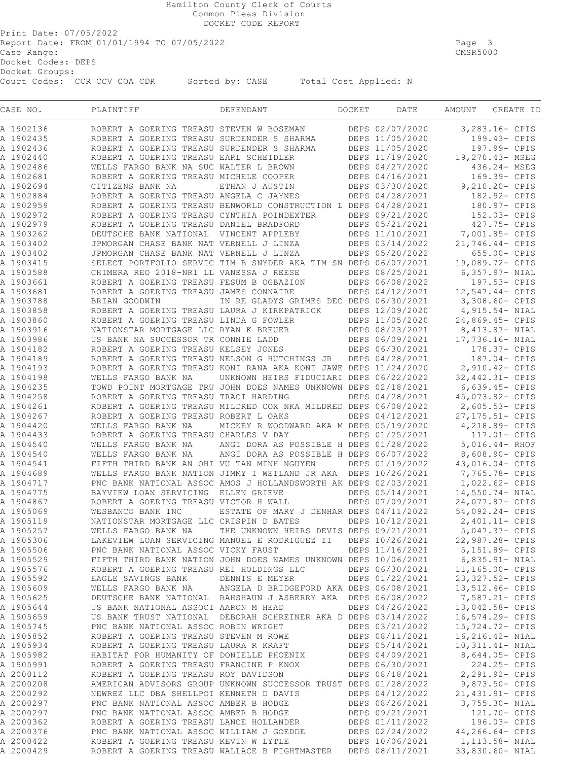Hamilton County Clerk of Courts
Common Pleas Division
DOCKET CODE REPORT

Print Date: 07/05/2022
Report Date: FROM 01/01/1994 TO 07/05/2022
Case Range:
Docket Codes: DEPS
Docket Groups:
Court Codes: CCR CCV COA CDR Sorted by: CASE Total Cost Applied: N

CMSR5000

| CASE NO. | PLAINTIFF | DEFENDANT | DOCKET | DATE | AMOUNT | CREATE ID |
|---|---|---|---|---|---|---|
| A 1902136 | ROBERT A GOERING TREASU | STEVEN W BOSEMAN | DEPS | 02/07/2020 | 3,283.16- | CPIS |
| A 1902435 | ROBERT A GOERING TREASU | SURDENDER S SHARMA | DEPS | 11/05/2020 | 199.43- | CPIS |
| A 1902436 | ROBERT A GOERING TREASU | SURDENDER S SHARMA | DEPS | 11/05/2020 | 197.99- | CPIS |
| A 1902440 | ROBERT A GOERING TREASU | EARL SCHEIDLER | DEPS | 11/19/2020 | 19,270.43- | MSEG |
| A 1902486 | WELLS FARGO BANK NA SUC | WALTER L BROWN | DEPS | 04/27/2020 | 436.24- | MSEG |
| A 1902681 | ROBERT A GOERING TREASU | MICHELE COOPER | DEPS | 04/16/2021 | 169.39- | CPIS |
| A 1902694 | CITIZENS BANK NA | ETHAN J AUSTIN | DEPS | 03/30/2020 | 9,210.20- | CPIS |
| A 1902884 | ROBERT A GOERING TREASU | ANGELA C JAYNES | DEPS | 04/28/2021 | 182.92- | CPIS |
| A 1902959 | ROBERT A GOERING TREASU | BENWORLD CONSTRUCTION L | DEPS | 04/28/2021 | 180.97- | CPIS |
| A 1902972 | ROBERT A GOERING TREASU | CYNTHIA POINDEXTER | DEPS | 09/21/2020 | 152.03- | CPIS |
| A 1902979 | ROBERT A GOERING TREASU | DANIEL BRADFORD | DEPS | 05/21/2021 | 427.75- | CPIS |
| A 1903262 | DEUTSCHE BANK NATIONAL | VINCENT APPLEBY | DEPS | 11/10/2021 | 7,001.85- | CPIS |
| A 1903402 | JPMORGAN CHASE BANK NAT | VERNELL J LINZA | DEPS | 03/14/2022 | 21,746.44- | CPIS |
| A 1903402 | JPMORGAN CHASE BANK NAT | VERNELL J LINZA | DEPS | 05/20/2022 | 655.00- | CPIS |
| A 1903415 | SELECT PORTFOLIO SERVIC | TIM B SNYDER AKA TIM SN | DEPS | 06/07/2021 | 19,089.72- | CPIS |
| A 1903588 | CHIMERA REO 2018-NR1 LL | VANESSA J REESE | DEPS | 08/25/2021 | 6,357.97- | NIAL |
| A 1903661 | ROBERT A GOERING TREASU | FESUM B OGBAZION | DEPS | 06/08/2022 | 197.53- | CPIS |
| A 1903681 | ROBERT A GOERING TREASU | JAMES CONNAIRE | DEPS | 04/12/2021 | 12,547.44- | CPIS |
| A 1903788 | BRIAN GOODWIN | IN RE GLADYS GRIMES DEC | DEPS | 06/30/2021 | 3,308.60- | CPIS |
| A 1903858 | ROBERT A GOERING TREASU | LAURA J KIRKPATRICK | DEPS | 12/09/2020 | 4,915.54- | NIAL |
| A 1903860 | ROBERT A GOERING TREASU | LINDA G FOWLER | DEPS | 11/05/2020 | 24,869.45- | CPIS |
| A 1903916 | NATIONSTAR MORTGAGE LLC | RYAN K BREUER | DEPS | 08/23/2021 | 8,413.87- | NIAL |
| A 1903986 | US BANK NA SUCCESSOR TR | CONNIE LADD | DEPS | 06/09/2021 | 17,736.16- | NIAL |
| A 1904182 | ROBERT A GOERING TREASU | KELSEY JONES | DEPS | 06/30/2021 | 178.37- | CPIS |
| A 1904189 | ROBERT A GOERING TREASU | NELSON G HUTCHINGS JR | DEPS | 04/28/2021 | 187.04- | CPIS |
| A 1904193 | ROBERT A GOERING TREASU | KONI RANA AKA KONI JAWE | DEPS | 11/24/2020 | 2,910.42- | CPIS |
| A 1904198 | WELLS FARGO BANK NA | UNKNOWN HEIRS FIDUCIARI | DEPS | 06/22/2022 | 32,442.31- | CPIS |
| A 1904235 | TOWD POINT MORTGAGE TRU | JOHN DOES NAMES UNKNOWN | DEPS | 02/18/2021 | 6,639.45- | CPIS |
| A 1904258 | ROBERT A GOERING TREASU | TRACI HARDING | DEPS | 04/28/2021 | 45,073.82- | CPIS |
| A 1904261 | ROBERT A GOERING TREASU | MILDRED COX NKA MILDRED | DEPS | 06/08/2022 | 2,605.53- | CPIS |
| A 1904267 | ROBERT A GOERING TREASU | ROBERT L OAKS | DEPS | 04/12/2021 | 27,175.51- | CPIS |
| A 1904420 | WELLS FARGO BANK NA | MICKEY R WOODWARD AKA M | DEPS | 05/19/2020 | 4,218.89- | CPIS |
| A 1904433 | ROBERT A GOERING TREASU | CHARLES V DAY | DEPS | 01/25/2021 | 117.01- | CPIS |
| A 1904540 | WELLS FARGO BANK NA | ANGI DORA AS POSSIBLE H | DEPS | 01/28/2022 | 5,016.44- | RHOF |
| A 1904540 | WELLS FARGO BANK NA | ANGI DORA AS POSSIBLE H | DEPS | 06/07/2022 | 8,608.90- | CPIS |
| A 1904541 | FIFTH THIRD BANK AN OHI | VU TAN MINH NGUYEN | DEPS | 01/19/2022 | 43,016.04- | CPIS |
| A 1904689 | WELLS FARGO BANK NATION | JIMMY I WEILAND JR AKA | DEPS | 10/26/2021 | 7,765.78- | CPIS |
| A 1904717 | PNC BANK NATIONAL ASSOC | AMOS J HOLLANDSWORTH AK | DEPS | 02/03/2021 | 1,022.62- | CPIS |
| A 1904775 | BAYVIEW LOAN SERVICING | ELLEN GRIEVE | DEPS | 05/14/2021 | 14,550.74- | NIAL |
| A 1904867 | ROBERT A GOERING TREASU | VICTOR H WALL | DEPS | 07/09/2021 | 24,077.87- | CPIS |
| A 1905069 | WESBANCO BANK INC | ESTATE OF MARY J DENHAR | DEPS | 04/11/2022 | 54,092.24- | CPIS |
| A 1905119 | NATIONSTAR MORTGAGE LLC | CRISPIN B BATES | DEPS | 10/12/2021 | 2,401.11- | CPIS |
| A 1905257 | WELLS FARGO BANK NA | THE UNKNOWN HEIRS DEVIS | DEPS | 09/21/2021 | 5,047.37- | CPIS |
| A 1905306 | LAKEVIEW LOAN SERVICING | MANUEL E RODRIGUEZ II | DEPS | 10/26/2021 | 22,987.28- | CPIS |
| A 1905506 | PNC BANK NATIONAL ASSOC | VICKY FAUST | DEPS | 11/16/2021 | 5,151.89- | CPIS |
| A 1905529 | FIFTH THIRD BANK NATION | JOHN DOES NAMES UNKNOWN | DEPS | 10/06/2021 | 6,835.91- | NIAL |
| A 1905576 | ROBERT A GOERING TREASU | REI HOLDINGS LLC | DEPS | 06/30/2021 | 11,165.00- | CPIS |
| A 1905592 | EAGLE SAVINGS BANK | DENNIS E MEYER | DEPS | 01/22/2021 | 23,327.52- | CPIS |
| A 1905609 | WELLS FARGO BANK NA | ANGELA D BRIDGEFORD AKA | DEPS | 06/08/2021 | 13,512.46- | CPIS |
| A 1905625 | DEUTSCHE BANK NATIONAL | RAHSHAUN J ASBERRY AKA | DEPS | 06/08/2022 | 7,587.21- | CPIS |
| A 1905644 | US BANK NATIONAL ASSOCI | AARON M HEAD | DEPS | 04/26/2022 | 13,042.58- | CPIS |
| A 1905659 | US BANK TRUST NATIONAL | DEBORAH SCHREINER AKA D | DEPS | 03/14/2022 | 16,574.29- | CPIS |
| A 1905745 | PNC BANK NATIONAL ASSOC | ROBIN WRIGHT | DEPS | 03/21/2022 | 15,724.72- | CPIS |
| A 1905852 | ROBERT A GOERING TREASU | STEVEN M ROWE | DEPS | 08/11/2021 | 16,216.42- | NIAL |
| A 1905934 | ROBERT A GOERING TREASU | LAURA R KRAFT | DEPS | 05/14/2021 | 10,311.41- | NIAL |
| A 1905982 | HABITAT FOR HUMANITY OF | DONIELLE PHOENIX | DEPS | 04/09/2021 | 8,644.05- | CPIS |
| A 1905991 | ROBERT A GOERING TREASU | FRANCINE P KNOX | DEPS | 06/30/2021 | 224.25- | CPIS |
| A 2000112 | ROBERT A GOERING TREASU | ROY DAVIDSON | DEPS | 08/18/2021 | 2,291.92- | CPIS |
| A 2000208 | AMERICAN ADVISORS GROUP | UNKNOWN SUCCESSOR TRUST | DEPS | 01/28/2022 | 9,873.50- | CPIS |
| A 2000292 | NEWREZ LLC DBA SHELLPOI | KENNETH D DAVIS | DEPS | 04/12/2022 | 21,431.91- | CPIS |
| A 2000297 | PNC BANK NATIONAL ASSOC | AMBER B HODGE | DEPS | 08/26/2021 | 3,755.30- | NIAL |
| A 2000297 | PNC BANK NATIONAL ASSOC | AMBER B HODGE | DEPS | 09/21/2021 | 121.70- | CPIS |
| A 2000362 | ROBERT A GOERING TREASU | LANCE HOLLANDER | DEPS | 01/11/2022 | 196.03- | CPIS |
| A 2000376 | PNC BANK NATIONAL ASSOC | WILLIAM J GOEDDE | DEPS | 02/24/2022 | 44,266.64- | CPIS |
| A 2000422 | ROBERT A GOERING TREASU | KEVIN W LYTLE | DEPS | 10/06/2021 | 1,113.58- | NIAL |
| A 2000429 | ROBERT A GOERING TREASU | WALLACE B FIGHTMASTER | DEPS | 08/11/2021 | 33,830.60- | NIAL |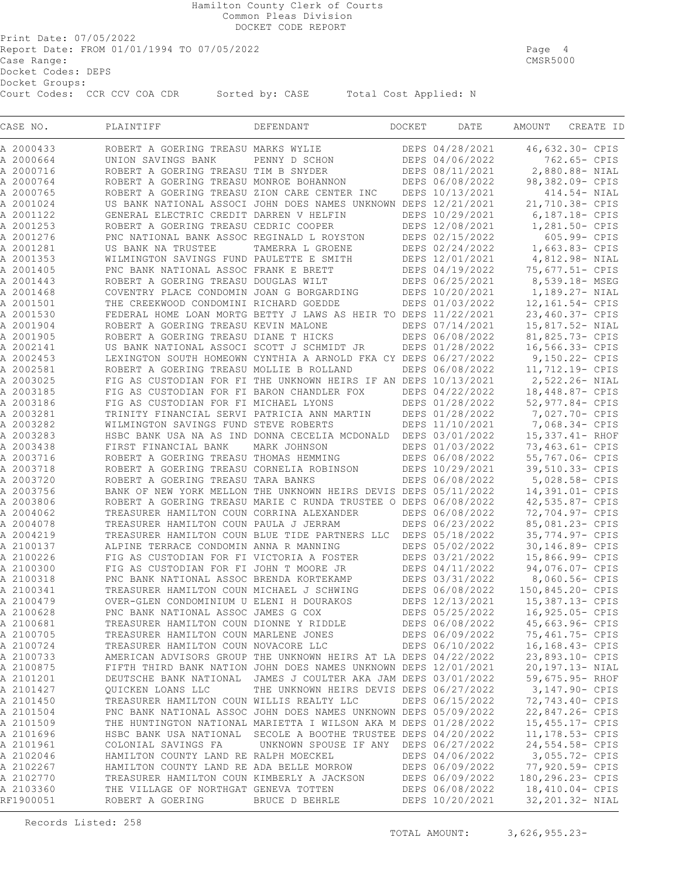Hamilton County Clerk of Courts
Common Pleas Division
DOCKET CODE REPORT

Print Date: 07/05/2022
Report Date: FROM 01/01/1994 TO 07/05/2022
Case Range:
Docket Codes: DEPS
Docket Groups:
Court Codes: CCR CCV COA CDR     Sorted by: CASE     Total Cost Applied: N

CMSR5000

| CASE NO. | PLAINTIFF | DEFENDANT | DOCKET | DATE | AMOUNT | CREATE ID |
|---|---|---|---|---|---|---|
| A 2000433 | ROBERT A GOERING TREASU | MARKS WYLIE | DEPS | 04/28/2021 | 46,632.30- | CPIS |
| A 2000664 | UNION SAVINGS BANK | PENNY D SCHON | DEPS | 04/06/2022 | 762.65- | CPIS |
| A 2000716 | ROBERT A GOERING TREASU | TIM B SNYDER | DEPS | 08/11/2021 | 2,880.88- | NIAL |
| A 2000764 | ROBERT A GOERING TREASU | MONROE BOHANNON | DEPS | 06/08/2022 | 98,382.09- | CPIS |
| A 2000765 | ROBERT A GOERING TREASU | ZION CARE CENTER INC | DEPS | 10/13/2021 | 414.54- | NIAL |
| A 2001024 | US BANK NATIONAL ASSOCI | JOHN DOES NAMES UNKNOWN | DEPS | 12/21/2021 | 21,710.38- | CPIS |
| A 2001122 | GENERAL ELECTRIC CREDIT | DARREN V HELFIN | DEPS | 10/29/2021 | 6,187.18- | CPIS |
| A 2001253 | ROBERT A GOERING TREASU | CEDRIC COOPER | DEPS | 12/08/2021 | 1,281.50- | CPIS |
| A 2001276 | PNC NATIONAL BANK ASSOC | REGINALD L ROYSTON | DEPS | 02/15/2022 | 605.99- | CPIS |
| A 2001281 | US BANK NA TRUSTEE | TAMERRA L GROENE | DEPS | 02/24/2022 | 1,663.83- | CPIS |
| A 2001353 | WILMINGTON SAVINGS FUND | PAULETTE E SMITH | DEPS | 12/01/2021 | 4,812.98- | NIAL |
| A 2001405 | PNC BANK NATIONAL ASSOC | FRANK E BRETT | DEPS | 04/19/2022 | 75,677.51- | CPIS |
| A 2001443 | ROBERT A GOERING TREASU | DOUGLAS WILT | DEPS | 06/25/2021 | 8,539.18- | MSEG |
| A 2001468 | COVENTRY PLACE CONDOMIN | JOAN G BORGARDING | DEPS | 10/20/2021 | 1,189.27- | NIAL |
| A 2001501 | THE CREEKWOOD CONDOMINI | RICHARD GOEDDE | DEPS | 01/03/2022 | 12,161.54- | CPIS |
| A 2001530 | FEDERAL HOME LOAN MORTG | BETTY J LAWS AS HEIR TO | DEPS | 11/22/2021 | 23,460.37- | CPIS |
| A 2001904 | ROBERT A GOERING TREASU | KEVIN MALONE | DEPS | 07/14/2021 | 15,817.52- | NIAL |
| A 2001905 | ROBERT A GOERING TREASU | DIANE T HICKS | DEPS | 06/08/2022 | 81,825.73- | CPIS |
| A 2002141 | US BANK NATIONAL ASSOCI | SCOTT J SCHMIDT JR | DEPS | 01/28/2022 | 16,566.33- | CPIS |
| A 2002453 | LEXINGTON SOUTH HOMEOWN | CYNTHIA A ARNOLD FKA CY | DEPS | 06/27/2022 | 9,150.22- | CPIS |
| A 2002581 | ROBERT A GOERING TREASU | MOLLIE B ROLLAND | DEPS | 06/08/2022 | 11,712.19- | CPIS |
| A 2003025 | FIG AS CUSTODIAN FOR FI | THE UNKNOWN HEIRS IF AN | DEPS | 10/13/2021 | 2,522.26- | NIAL |
| A 2003185 | FIG AS CUSTODIAN FOR FI | BARON CHANDLER FOX | DEPS | 04/22/2022 | 18,448.87- | CPIS |
| A 2003186 | FIG AS CUSTODIAN FOR FI | MICHAEL LYONS | DEPS | 01/28/2022 | 52,977.84- | CPIS |
| A 2003281 | TRINITY FINANCIAL SERVI | PATRICIA ANN MARTIN | DEPS | 01/28/2022 | 7,027.70- | CPIS |
| A 2003282 | WILMINGTON SAVINGS FUND | STEVE ROBERTS | DEPS | 11/10/2021 | 7,068.34- | CPIS |
| A 2003283 | HSBC BANK USA NA AS IND | DONNA CECELIA MCDONALD | DEPS | 03/01/2022 | 15,337.41- | RHOF |
| A 2003438 | FIRST FINANCIAL BANK | MARK JOHNSON | DEPS | 01/03/2022 | 73,463.61- | CPIS |
| A 2003716 | ROBERT A GOERING TREASU | THOMAS HEMMING | DEPS | 06/08/2022 | 55,767.06- | CPIS |
| A 2003718 | ROBERT A GOERING TREASU | CORNELIA ROBINSON | DEPS | 10/29/2021 | 39,510.33- | CPIS |
| A 2003720 | ROBERT A GOERING TREASU | TARA BANKS | DEPS | 06/08/2022 | 5,028.58- | CPIS |
| A 2003756 | BANK OF NEW YORK MELLON | THE UNKNOWN HEIRS DEVIS | DEPS | 05/11/2022 | 14,391.01- | CPIS |
| A 2003806 | ROBERT A GOERING TREASU | MARIE C RUNDA TRUSTEE O | DEPS | 06/08/2022 | 42,535.87- | CPIS |
| A 2004062 | TREASURER HAMILTON COUN | CORRINA ALEXANDER | DEPS | 06/08/2022 | 72,704.97- | CPIS |
| A 2004078 | TREASURER HAMILTON COUN | PAULA J JERRAM | DEPS | 06/23/2022 | 85,081.23- | CPIS |
| A 2004219 | TREASURER HAMILTON COUN | BLUE TIDE PARTNERS LLC | DEPS | 05/18/2022 | 35,774.97- | CPIS |
| A 2100137 | ALPINE TERRACE CONDOMIN | ANNA R MANNING | DEPS | 05/02/2022 | 30,146.89- | CPIS |
| A 2100226 | FIG AS CUSTODIAN FOR FI | VICTORIA A FOSTER | DEPS | 03/21/2022 | 15,866.99- | CPIS |
| A 2100300 | FIG AS CUSTODIAN FOR FI | JOHN T MOORE JR | DEPS | 04/11/2022 | 94,076.07- | CPIS |
| A 2100318 | PNC BANK NATIONAL ASSOC | BRENDA KORTEKAMP | DEPS | 03/31/2022 | 8,060.56- | CPIS |
| A 2100341 | TREASURER HAMILTON COUN | MICHAEL J SCHWING | DEPS | 06/08/2022 | 150,845.20- | CPIS |
| A 2100479 | OVER-GLEN CONDOMINIUM U | ELENI H DOURAKOS | DEPS | 12/13/2021 | 15,387.13- | CPIS |
| A 2100628 | PNC BANK NATIONAL ASSOC | JAMES G COX | DEPS | 05/25/2022 | 16,925.05- | CPIS |
| A 2100681 | TREASURER HAMILTON COUN | DIONNE Y RIDDLE | DEPS | 06/08/2022 | 45,663.96- | CPIS |
| A 2100705 | TREASURER HAMILTON COUN | MARLENE JONES | DEPS | 06/09/2022 | 75,461.75- | CPIS |
| A 2100724 | TREASURER HAMILTON COUN | NOVACORE LLC | DEPS | 06/10/2022 | 16,168.43- | CPIS |
| A 2100733 | AMERICAN ADVISORS GROUP | THE UNKNOWN HEIRS AT LA | DEPS | 04/22/2022 | 23,893.10- | CPIS |
| A 2100875 | FIFTH THIRD BANK NATION | JOHN DOES NAMES UNKNOWN | DEPS | 12/01/2021 | 20,197.13- | NIAL |
| A 2101201 | DEUTSCHE BANK NATIONAL | JAMES J COULTER AKA JAM | DEPS | 03/01/2022 | 59,675.95- | RHOF |
| A 2101427 | QUICKEN LOANS LLC | THE UNKNOWN HEIRS DEVIS | DEPS | 06/27/2022 | 3,147.90- | CPIS |
| A 2101450 | TREASURER HAMILTON COUN | WILLIS REALTY LLC | DEPS | 06/15/2022 | 72,743.40- | CPIS |
| A 2101504 | PNC BANK NATIONAL ASSOC | JOHN DOES NAMES UNKNOWN | DEPS | 05/09/2022 | 22,847.26- | CPIS |
| A 2101509 | THE HUNTINGTON NATIONAL | MARIETTA I WILSON AKA M | DEPS | 01/28/2022 | 15,455.17- | CPIS |
| A 2101696 | HSBC BANK USA NATIONAL | SECOLE A BOOTHE TRUSTEE | DEPS | 04/20/2022 | 11,178.53- | CPIS |
| A 2101961 | COLONIAL SAVINGS FA | UNKNOWN SPOUSE IF ANY | DEPS | 06/27/2022 | 24,554.58- | CPIS |
| A 2102046 | HAMILTON COUNTY LAND RE | RALPH MOECKEL | DEPS | 04/06/2022 | 3,055.72- | CPIS |
| A 2102267 | HAMILTON COUNTY LAND RE | ADA BELLE MORROW | DEPS | 06/09/2022 | 77,920.59- | CPIS |
| A 2102770 | TREASURER HAMILTON COUN | KIMBERLY A JACKSON | DEPS | 06/09/2022 | 180,296.23- | CPIS |
| A 2103360 | THE VILLAGE OF NORTHGAT | GENEVA TOTTEN | DEPS | 06/08/2022 | 18,410.04- | CPIS |
| RF1900051 | ROBERT A GOERING | BRUCE D BEHRLE | DEPS | 10/20/2021 | 32,201.32- | NIAL |

Records Listed: 258

TOTAL AMOUNT: 3,626,955.23-